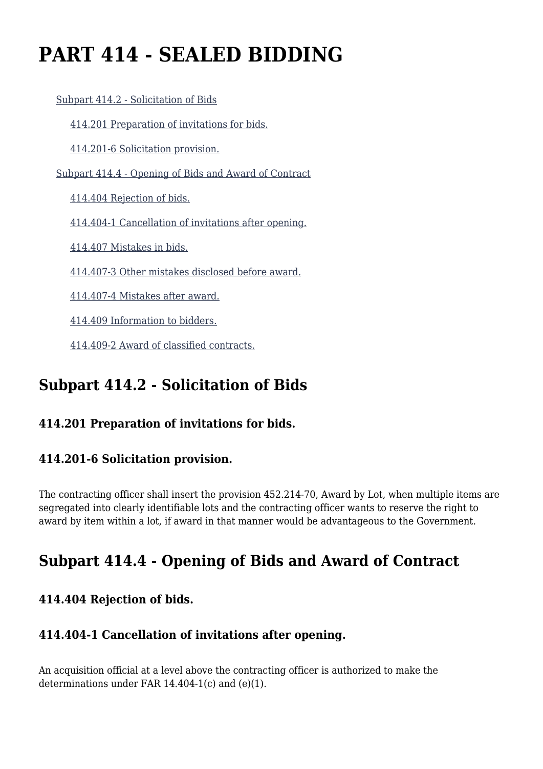# PART 414 - SEALED BIDDING

- Subpart 414.2 - Solicitation of Bids
  - 414.201 Preparation of invitations for bids.
  - 414.201-6 Solicitation provision.
- Subpart 414.4 - Opening of Bids and Award of Contract
  - 414.404 Rejection of bids.
  - 414.404-1 Cancellation of invitations after opening.
  - 414.407 Mistakes in bids.
  - 414.407-3 Other mistakes disclosed before award.
  - 414.407-4 Mistakes after award.
  - 414.409 Information to bidders.
  - 414.409-2 Award of classified contracts.

## Subpart 414.2 - Solicitation of Bids

### 414.201 Preparation of invitations for bids.

### 414.201-6 Solicitation provision.

The contracting officer shall insert the provision 452.214-70, Award by Lot, when multiple items are segregated into clearly identifiable lots and the contracting officer wants to reserve the right to award by item within a lot, if award in that manner would be advantageous to the Government.

## Subpart 414.4 - Opening of Bids and Award of Contract

### 414.404 Rejection of bids.

### 414.404-1 Cancellation of invitations after opening.

An acquisition official at a level above the contracting officer is authorized to make the determinations under FAR 14.404-1(c) and (e)(1).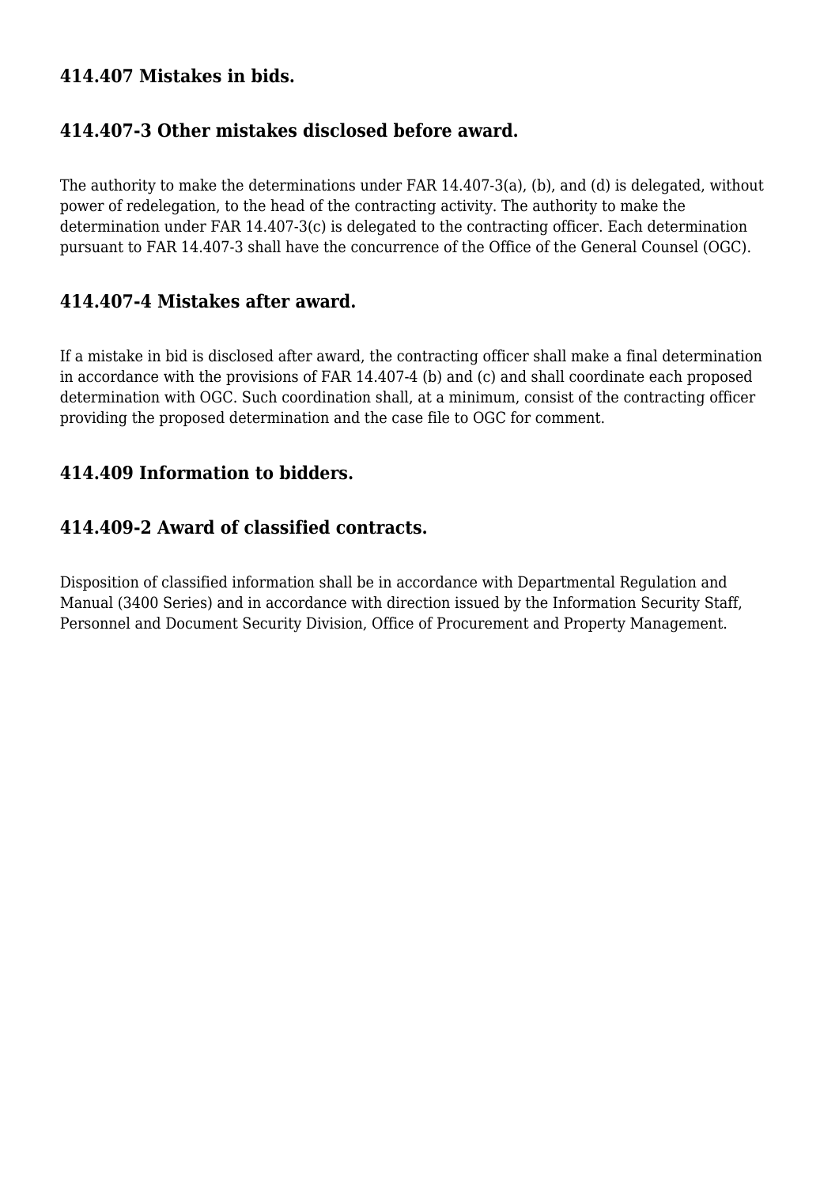### 414.407 Mistakes in bids.

### 414.407-3 Other mistakes disclosed before award.

The authority to make the determinations under FAR 14.407-3(a), (b), and (d) is delegated, without power of redelegation, to the head of the contracting activity. The authority to make the determination under FAR 14.407-3(c) is delegated to the contracting officer. Each determination pursuant to FAR 14.407-3 shall have the concurrence of the Office of the General Counsel (OGC).

### 414.407-4 Mistakes after award.

If a mistake in bid is disclosed after award, the contracting officer shall make a final determination in accordance with the provisions of FAR 14.407-4 (b) and (c) and shall coordinate each proposed determination with OGC. Such coordination shall, at a minimum, consist of the contracting officer providing the proposed determination and the case file to OGC for comment.

### 414.409 Information to bidders.

### 414.409-2 Award of classified contracts.

Disposition of classified information shall be in accordance with Departmental Regulation and Manual (3400 Series) and in accordance with direction issued by the Information Security Staff, Personnel and Document Security Division, Office of Procurement and Property Management.